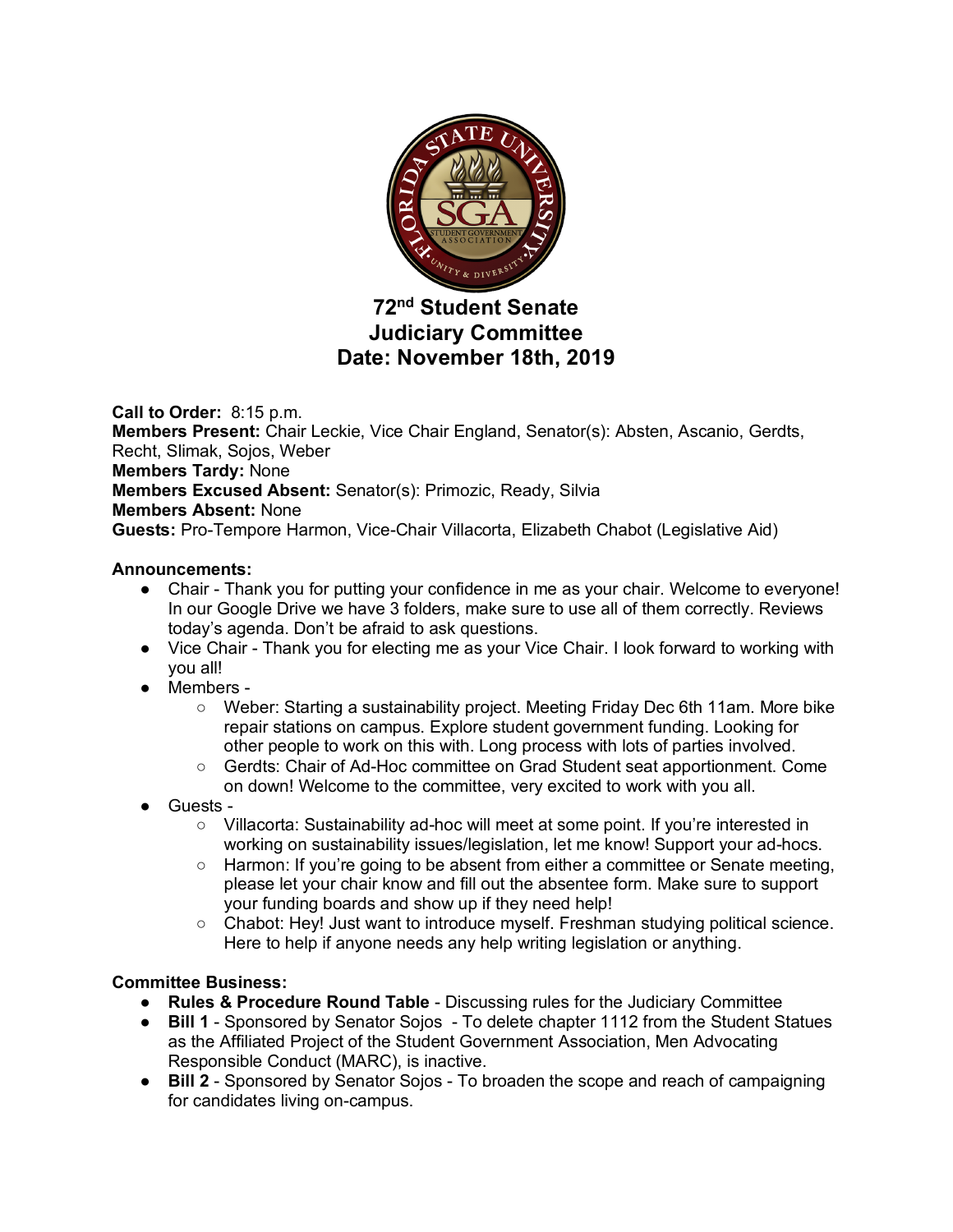# 72nd Student Senate Judiciary Committee Date: November 18th, 2019

**Call to Order:** 8:15 p.m.
**Members Present:** Chair Leckie, Vice Chair England, Senator(s): Absten, Ascanio, Gerdts, Recht, Slimak, Sojos, Weber
**Members Tardy:** None
**Members Excused Absent:** Senator(s): Primozic, Ready, Silvia
**Members Absent:** None
**Guests:** Pro-Tempore Harmon, Vice-Chair Villacorta, Elizabeth Chabot (Legislative Aid)

**Announcements:**

- Chair - Thank you for putting your confidence in me as your chair. Welcome to everyone! In our Google Drive we have 3 folders, make sure to use all of them correctly. Reviews today's agenda. Don't be afraid to ask questions.
- Vice Chair - Thank you for electing me as your Vice Chair. I look forward to working with you all!
- Members -
  - Weber: Starting a sustainability project. Meeting Friday Dec 6th 11am. More bike repair stations on campus. Explore student government funding. Looking for other people to work on this with. Long process with lots of parties involved.
  - Gerdts: Chair of Ad-Hoc committee on Grad Student seat apportionment. Come on down! Welcome to the committee, very excited to work with you all.
- Guests -
  - Villacorta: Sustainability ad-hoc will meet at some point. If you're interested in working on sustainability issues/legislation, let me know! Support your ad-hocs.
  - Harmon: If you're going to be absent from either a committee or Senate meeting, please let your chair know and fill out the absentee form. Make sure to support your funding boards and show up if they need help!
  - Chabot: Hey! Just want to introduce myself. Freshman studying political science. Here to help if anyone needs any help writing legislation or anything.

**Committee Business:**

- **Rules & Procedure Round Table** - Discussing rules for the Judiciary Committee
- **Bill 1** - Sponsored by Senator Sojos - To delete chapter 1112 from the Student Statues as the Affiliated Project of the Student Government Association, Men Advocating Responsible Conduct (MARC), is inactive.
- **Bill 2** - Sponsored by Senator Sojos - To broaden the scope and reach of campaigning for candidates living on-campus.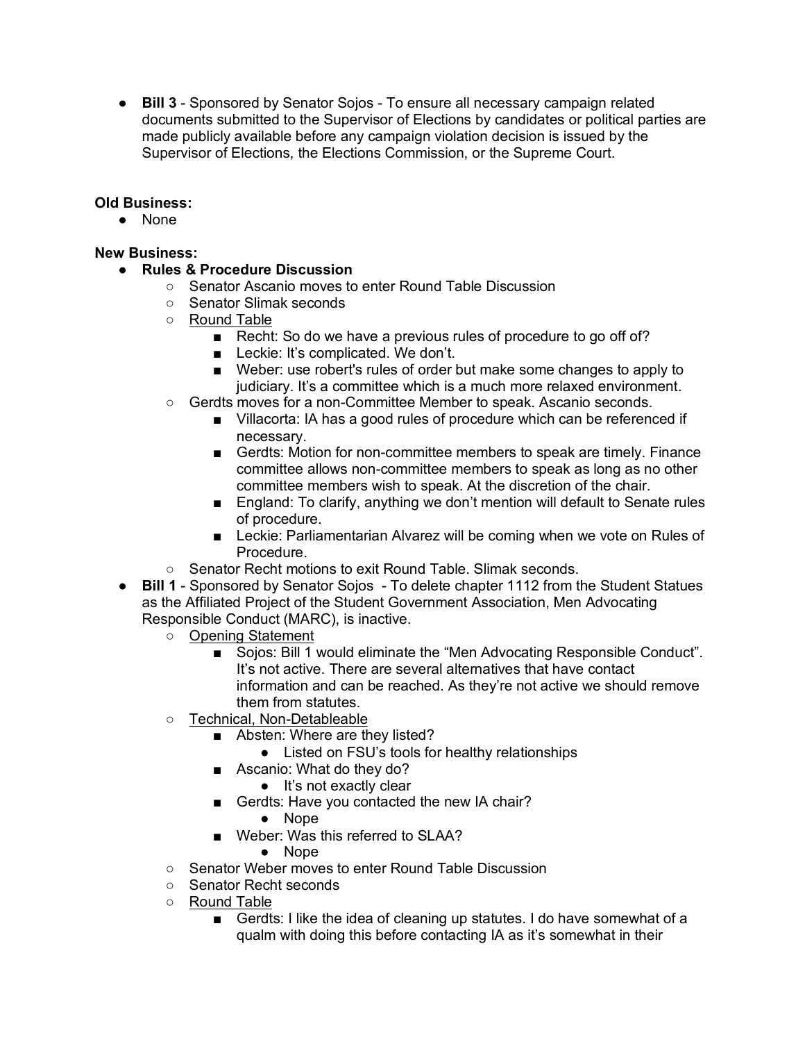- **Bill 3** - Sponsored by Senator Sojos - To ensure all necessary campaign related documents submitted to the Supervisor of Elections by candidates or political parties are made publicly available before any campaign violation decision is issued by the Supervisor of Elections, the Elections Commission, or the Supreme Court.

**Old Business:**

- None

**New Business:**

- **Rules & Procedure Discussion**
  - Senator Ascanio moves to enter Round Table Discussion
  - Senator Slimak seconds
  - <u>Round Table</u>
    - Recht: So do we have a previous rules of procedure to go off of?
    - Leckie: It's complicated. We don't.
    - Weber: use robert's rules of order but make some changes to apply to judiciary. It's a committee which is a much more relaxed environment.
  - Gerdts moves for a non-Committee Member to speak. Ascanio seconds.
    - Villacorta: IA has a good rules of procedure which can be referenced if necessary.
    - Gerdts: Motion for non-committee members to speak are timely. Finance committee allows non-committee members to speak as long as no other committee members wish to speak. At the discretion of the chair.
    - England: To clarify, anything we don't mention will default to Senate rules of procedure.
    - Leckie: Parliamentarian Alvarez will be coming when we vote on Rules of Procedure.
  - Senator Recht motions to exit Round Table. Slimak seconds.
- **Bill 1** - Sponsored by Senator Sojos - To delete chapter 1112 from the Student Statues as the Affiliated Project of the Student Government Association, Men Advocating Responsible Conduct (MARC), is inactive.
  - <u>Opening Statement</u>
    - Sojos: Bill 1 would eliminate the "Men Advocating Responsible Conduct". It's not active. There are several alternatives that have contact information and can be reached. As they're not active we should remove them from statutes.
  - <u>Technical, Non-Detableable</u>
    - Absten: Where are they listed?
      - Listed on FSU's tools for healthy relationships
    - Ascanio: What do they do?
      - It's not exactly clear
    - Gerdts: Have you contacted the new IA chair?
      - Nope
    - Weber: Was this referred to SLAA?
      - Nope
  - Senator Weber moves to enter Round Table Discussion
  - Senator Recht seconds
  - <u>Round Table</u>
    - Gerdts: I like the idea of cleaning up statutes. I do have somewhat of a qualm with doing this before contacting IA as it's somewhat in their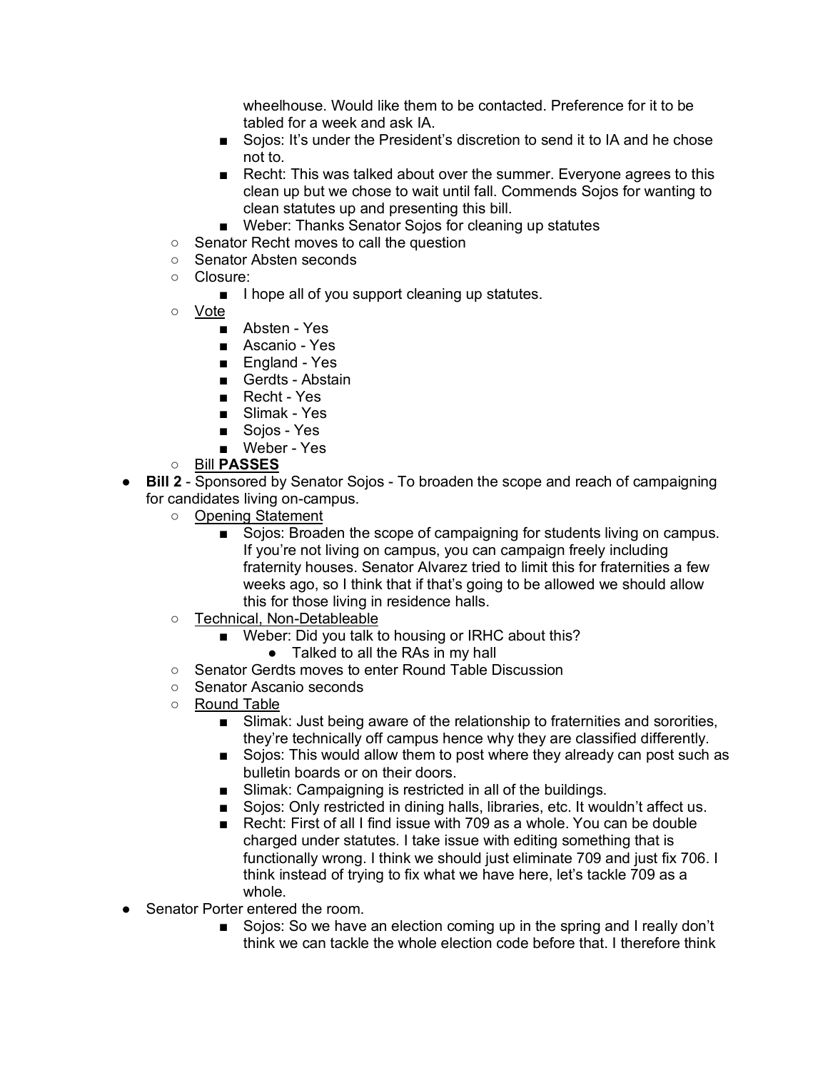- wheelhouse. Would like them to be contacted. Preference for it to be tabled for a week and ask IA.
        - Sojos: It's under the President's discretion to send it to IA and he chose not to.
        - Recht: This was talked about over the summer. Everyone agrees to this clean up but we chose to wait until fall. Commends Sojos for wanting to clean statutes up and presenting this bill.
        - Weber: Thanks Senator Sojos for cleaning up statutes
    - Senator Recht moves to call the question
    - Senator Absten seconds
    - Closure:
        - I hope all of you support cleaning up statutes.
    - <u>Vote</u>
        - Absten - Yes
        - Ascanio - Yes
        - England - Yes
        - Gerdts - Abstain
        - Recht - Yes
        - Slimak - Yes
        - Sojos - Yes
        - Weber - Yes
    - <u>Bill **PASSES**</u>
- **Bill 2** - Sponsored by Senator Sojos - To broaden the scope and reach of campaigning for candidates living on-campus.
    - <u>Opening Statement</u>
        - Sojos: Broaden the scope of campaigning for students living on campus. If you're not living on campus, you can campaign freely including fraternity houses. Senator Alvarez tried to limit this for fraternities a few weeks ago, so I think that if that's going to be allowed we should allow this for those living in residence halls.
    - <u>Technical, Non-Detableable</u>
        - Weber: Did you talk to housing or IRHC about this?
            - Talked to all the RAs in my hall
    - Senator Gerdts moves to enter Round Table Discussion
    - Senator Ascanio seconds
    - <u>Round Table</u>
        - Slimak: Just being aware of the relationship to fraternities and sororities, they're technically off campus hence why they are classified differently.
        - Sojos: This would allow them to post where they already can post such as bulletin boards or on their doors.
        - Slimak: Campaigning is restricted in all of the buildings.
        - Sojos: Only restricted in dining halls, libraries, etc. It wouldn't affect us.
        - Recht: First of all I find issue with 709 as a whole. You can be double charged under statutes. I take issue with editing something that is functionally wrong. I think we should just eliminate 709 and just fix 706. I think instead of trying to fix what we have here, let's tackle 709 as a whole.
- Senator Porter entered the room.
        - Sojos: So we have an election coming up in the spring and I really don't think we can tackle the whole election code before that. I therefore think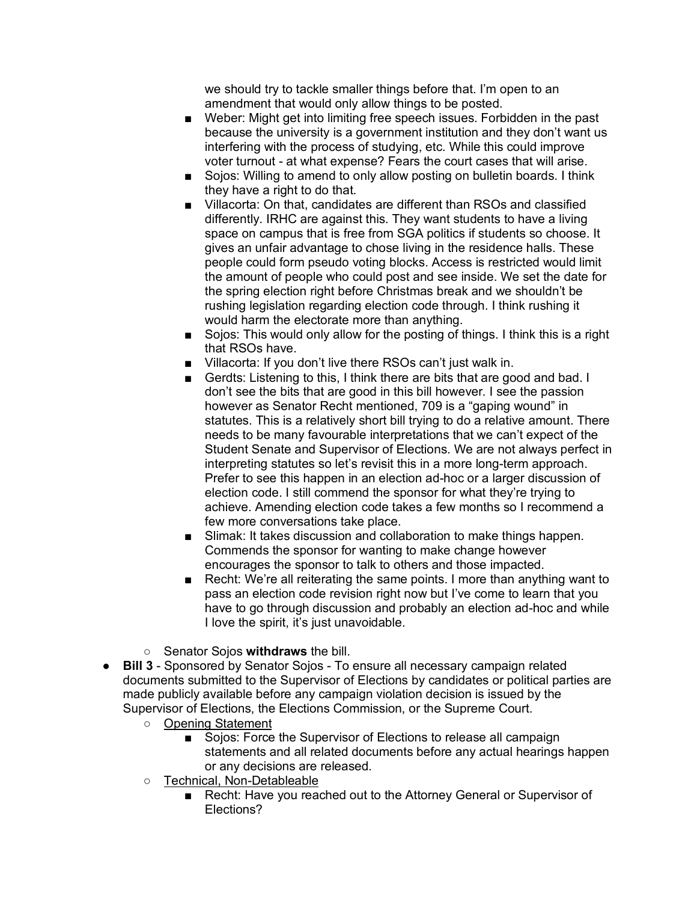- we should try to tackle smaller things before that. I'm open to an amendment that would only allow things to be posted.
        - Weber: Might get into limiting free speech issues. Forbidden in the past because the university is a government institution and they don't want us interfering with the process of studying, etc. While this could improve voter turnout - at what expense? Fears the court cases that will arise.
        - Sojos: Willing to amend to only allow posting on bulletin boards. I think they have a right to do that.
        - Villacorta: On that, candidates are different than RSOs and classified differently. IRHC are against this. They want students to have a living space on campus that is free from SGA politics if students so choose. It gives an unfair advantage to chose living in the residence halls. These people could form pseudo voting blocks. Access is restricted would limit the amount of people who could post and see inside. We set the date for the spring election right before Christmas break and we shouldn't be rushing legislation regarding election code through. I think rushing it would harm the electorate more than anything.
        - Sojos: This would only allow for the posting of things. I think this is a right that RSOs have.
        - Villacorta: If you don't live there RSOs can't just walk in.
        - Gerdts: Listening to this, I think there are bits that are good and bad. I don't see the bits that are good in this bill however. I see the passion however as Senator Recht mentioned, 709 is a "gaping wound" in statutes. This is a relatively short bill trying to do a relative amount. There needs to be many favourable interpretations that we can't expect of the Student Senate and Supervisor of Elections. We are not always perfect in interpreting statutes so let's revisit this in a more long-term approach. Prefer to see this happen in an election ad-hoc or a larger discussion of election code. I still commend the sponsor for what they're trying to achieve. Amending election code takes a few months so I recommend a few more conversations take place.
        - Slimak: It takes discussion and collaboration to make things happen. Commends the sponsor for wanting to make change however encourages the sponsor to talk to others and those impacted.
        - Recht: We're all reiterating the same points. I more than anything want to pass an election code revision right now but I've come to learn that you have to go through discussion and probably an election ad-hoc and while I love the spirit, it's just unavoidable.
    - Senator Sojos **withdraws** the bill.
- **Bill 3** - Sponsored by Senator Sojos - To ensure all necessary campaign related documents submitted to the Supervisor of Elections by candidates or political parties are made publicly available before any campaign violation decision is issued by the Supervisor of Elections, the Elections Commission, or the Supreme Court.
    - <u>Opening Statement</u>
        - Sojos: Force the Supervisor of Elections to release all campaign statements and all related documents before any actual hearings happen or any decisions are released.
    - <u>Technical, Non-Detableable</u>
        - Recht: Have you reached out to the Attorney General or Supervisor of Elections?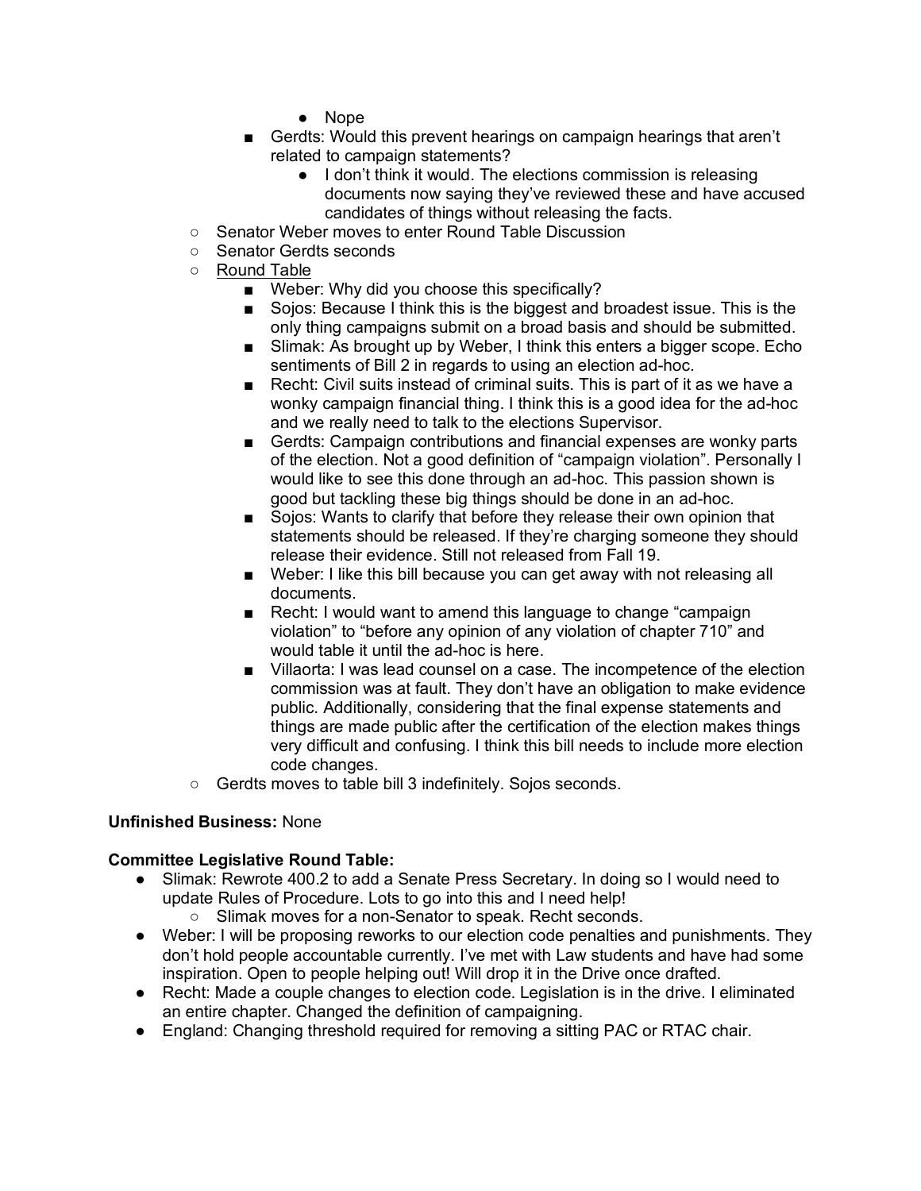- Nope
        - Gerdts: Would this prevent hearings on campaign hearings that aren't related to campaign statements?
            - I don't think it would. The elections commission is releasing documents now saying they've reviewed these and have accused candidates of things without releasing the facts.
    - Senator Weber moves to enter Round Table Discussion
    - Senator Gerdts seconds
    - <u>Round Table</u>
        - Weber: Why did you choose this specifically?
        - Sojos: Because I think this is the biggest and broadest issue. This is the only thing campaigns submit on a broad basis and should be submitted.
        - Slimak: As brought up by Weber, I think this enters a bigger scope. Echo sentiments of Bill 2 in regards to using an election ad-hoc.
        - Recht: Civil suits instead of criminal suits. This is part of it as we have a wonky campaign financial thing. I think this is a good idea for the ad-hoc and we really need to talk to the elections Supervisor.
        - Gerdts: Campaign contributions and financial expenses are wonky parts of the election. Not a good definition of "campaign violation". Personally I would like to see this done through an ad-hoc. This passion shown is good but tackling these big things should be done in an ad-hoc.
        - Sojos: Wants to clarify that before they release their own opinion that statements should be released. If they're charging someone they should release their evidence. Still not released from Fall 19.
        - Weber: I like this bill because you can get away with not releasing all documents.
        - Recht: I would want to amend this language to change "campaign violation" to "before any opinion of any violation of chapter 710" and would table it until the ad-hoc is here.
        - Villaorta: I was lead counsel on a case. The incompetence of the election commission was at fault. They don't have an obligation to make evidence public. Additionally, considering that the final expense statements and things are made public after the certification of the election makes things very difficult and confusing. I think this bill needs to include more election code changes.
    - Gerdts moves to table bill 3 indefinitely. Sojos seconds.

**Unfinished Business:** None

**Committee Legislative Round Table:**

- Slimak: Rewrote 400.2 to add a Senate Press Secretary. In doing so I would need to update Rules of Procedure. Lots to go into this and I need help!
    - Slimak moves for a non-Senator to speak. Recht seconds.
- Weber: I will be proposing reworks to our election code penalties and punishments. They don't hold people accountable currently. I've met with Law students and have had some inspiration. Open to people helping out! Will drop it in the Drive once drafted.
- Recht: Made a couple changes to election code. Legislation is in the drive. I eliminated an entire chapter. Changed the definition of campaigning.
- England: Changing threshold required for removing a sitting PAC or RTAC chair.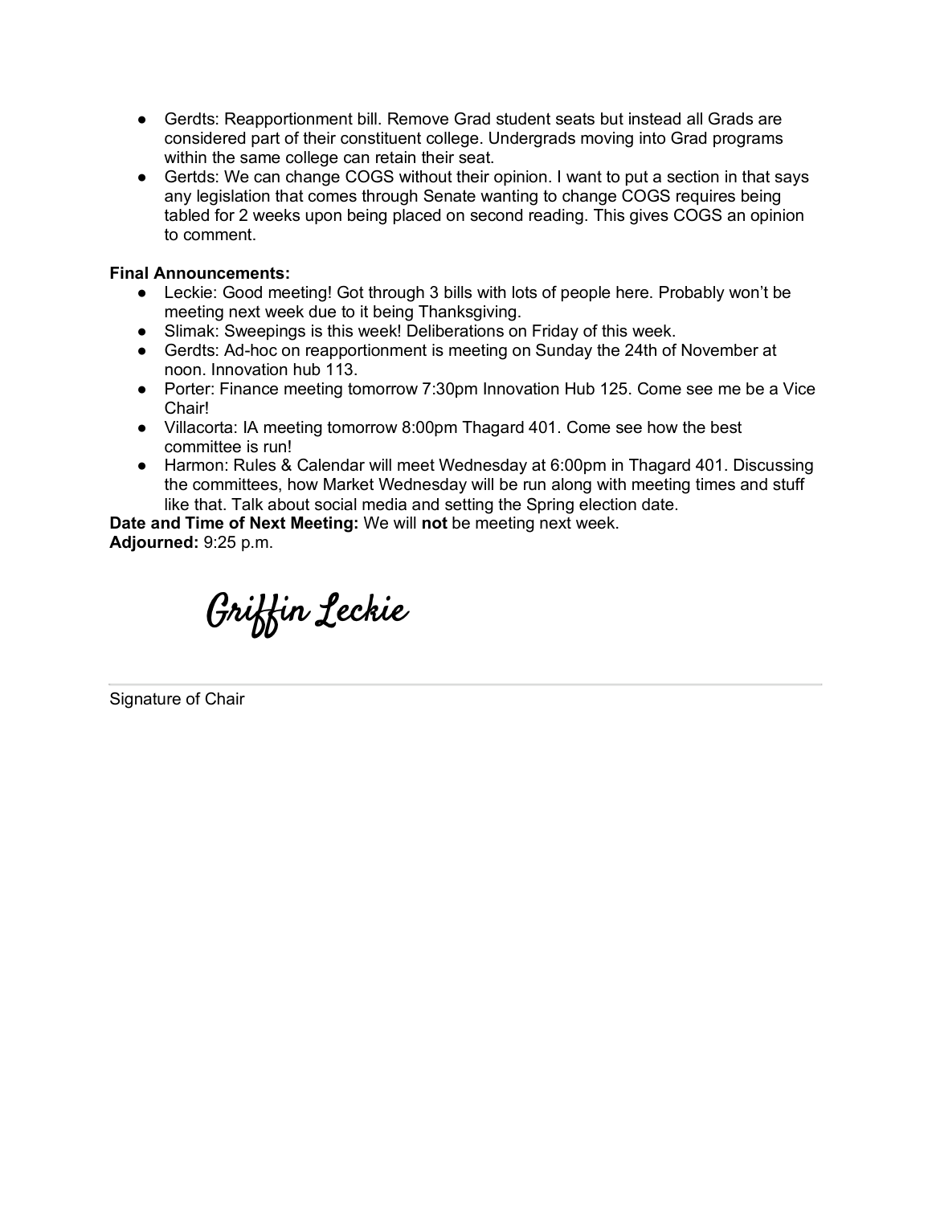- Gerdts: Reapportionment bill. Remove Grad student seats but instead all Grads are considered part of their constituent college. Undergrads moving into Grad programs within the same college can retain their seat.
- Gertds: We can change COGS without their opinion. I want to put a section in that says any legislation that comes through Senate wanting to change COGS requires being tabled for 2 weeks upon being placed on second reading. This gives COGS an opinion to comment.

**Final Announcements:**

- Leckie: Good meeting! Got through 3 bills with lots of people here. Probably won't be meeting next week due to it being Thanksgiving.
- Slimak: Sweepings is this week! Deliberations on Friday of this week.
- Gerdts: Ad-hoc on reapportionment is meeting on Sunday the 24th of November at noon. Innovation hub 113.
- Porter: Finance meeting tomorrow 7:30pm Innovation Hub 125. Come see me be a Vice Chair!
- Villacorta: IA meeting tomorrow 8:00pm Thagard 401. Come see how the best committee is run!
- Harmon: Rules & Calendar will meet Wednesday at 6:00pm in Thagard 401. Discussing the committees, how Market Wednesday will be run along with meeting times and stuff like that. Talk about social media and setting the Spring election date.

**Date and Time of Next Meeting:** We will **not** be meeting next week.
**Adjourned:** 9:25 p.m.

Griffin Leckie

Signature of Chair